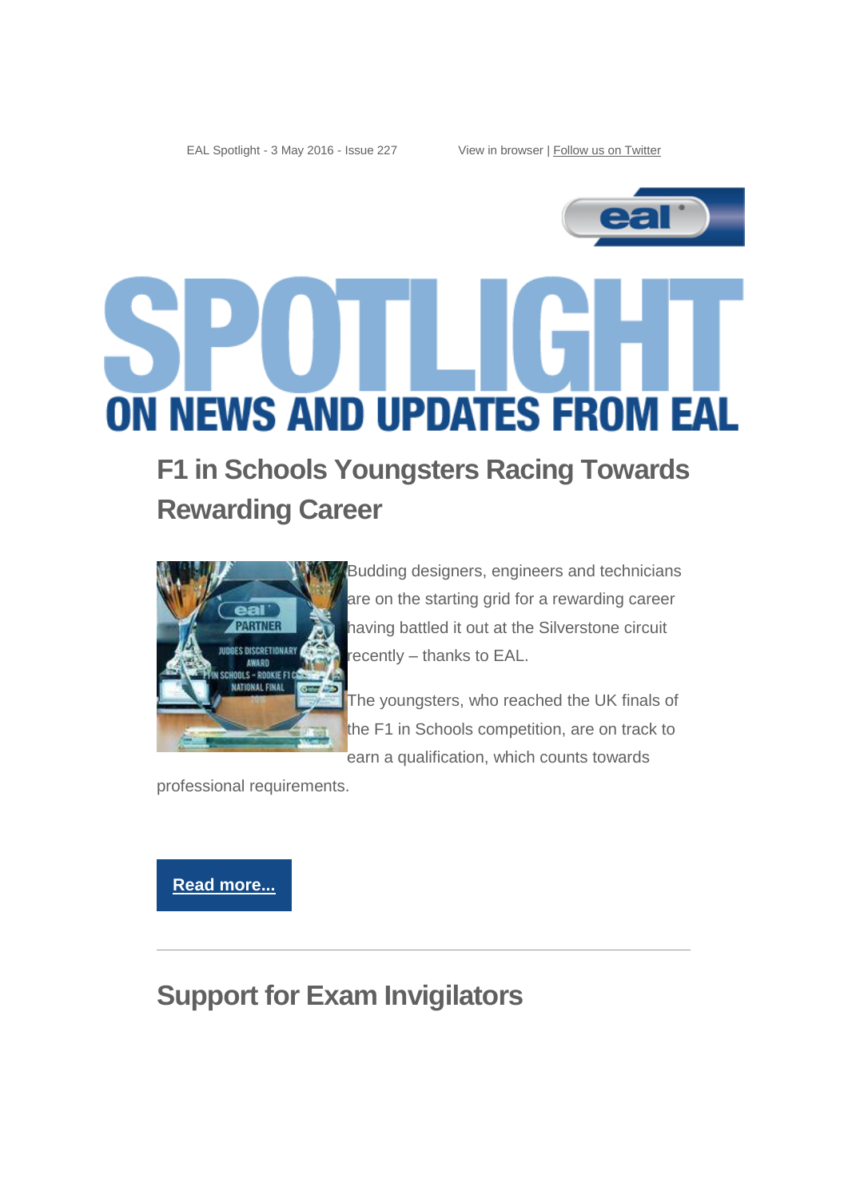EAL Spotlight - 3 May 2016 - Issue 227

View in browser | Follow us on Twitter

# SPOTLIGHT

## ON NEWS AND UPDATES FROM EAL

## F1 in Schools Youngsters Racing Towards Rewarding Career

Budding designers, engineers and technicians are on the starting grid for a rewarding career having battled it out at the Silverstone circuit recently – thanks to EAL.

The youngsters, who reached the UK finals of the F1 in Schools competition, are on track to earn a qualification, which counts towards professional requirements.

**Read more...**

---

## Support for Exam Invigilators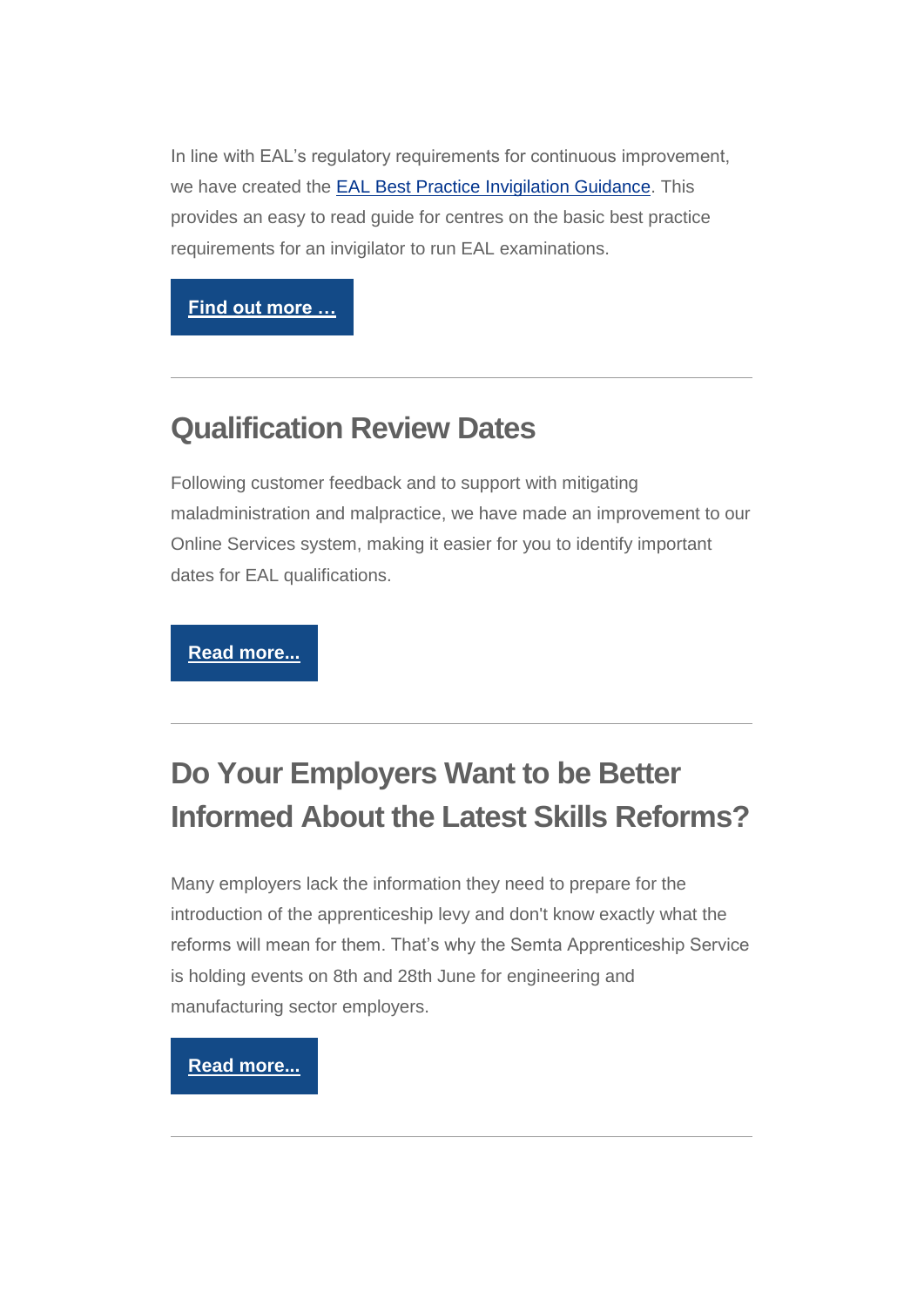In line with EAL's regulatory requirements for continuous improvement, we have created the EAL Best Practice Invigilation Guidance. This provides an easy to read guide for centres on the basic best practice requirements for an invigilator to run EAL examinations.

**Find out more …**

---

## Qualification Review Dates

Following customer feedback and to support with mitigating maladministration and malpractice, we have made an improvement to our Online Services system, making it easier for you to identify important dates for EAL qualifications.

**Read more...**

---

## Do Your Employers Want to be Better Informed About the Latest Skills Reforms?

Many employers lack the information they need to prepare for the introduction of the apprenticeship levy and don't know exactly what the reforms will mean for them. That's why the Semta Apprenticeship Service is holding events on 8th and 28th June for engineering and manufacturing sector employers.

**Read more...**

---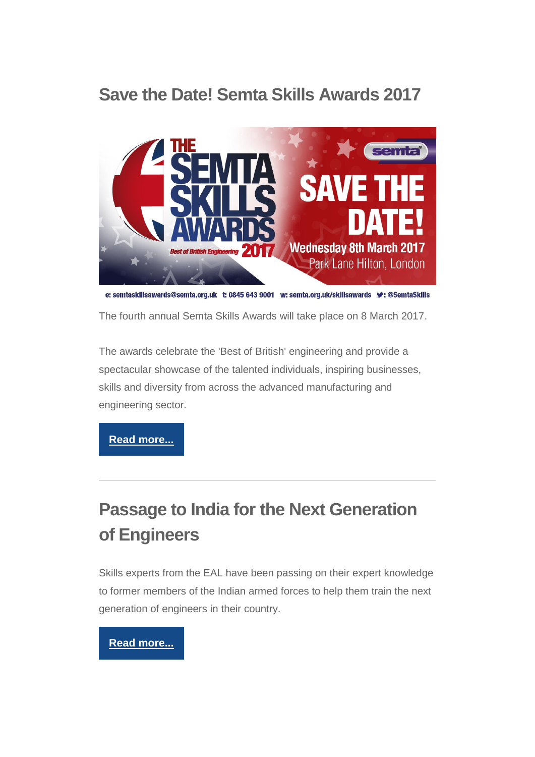## Save the Date! Semta Skills Awards 2017

e: semtaskillsawards@semta.org.uk t: 0845 643 9001 w: semta.org.uk/skillsawards : @SemtaSkills

The fourth annual Semta Skills Awards will take place on 8 March 2017.

The awards celebrate the 'Best of British' engineering and provide a spectacular showcase of the talented individuals, inspiring businesses, skills and diversity from across the advanced manufacturing and engineering sector.

**Read more...**

---

## Passage to India for the Next Generation of Engineers

Skills experts from the EAL have been passing on their expert knowledge to former members of the Indian armed forces to help them train the next generation of engineers in their country.

**Read more...**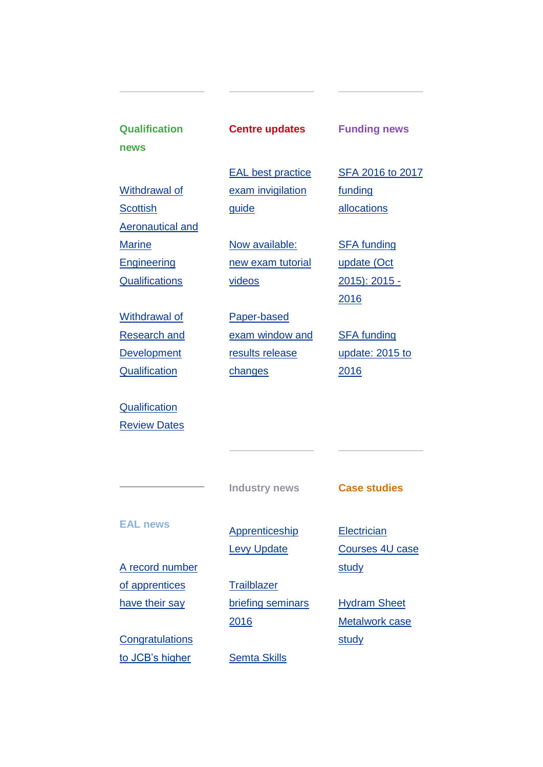## Qualification news

Withdrawal of Scottish Aeronautical and Marine Engineering Qualifications

Withdrawal of Research and Development Qualification

Qualification Review Dates

## Centre updates

EAL best practice exam invigilation guide

Now available: new exam tutorial videos

Paper-based exam window and results release changes

## Funding news

SFA 2016 to 2017 funding allocations

SFA funding update (Oct 2015): 2015 - 2016

SFA funding update: 2015 to 2016

## EAL news

A record number of apprentices have their say

Congratulations to JCB's higher

## Industry news

Apprenticeship Levy Update

Trailblazer briefing seminars 2016

Semta Skills

## Case studies

Electrician Courses 4U case study

Hydram Sheet Metalwork case study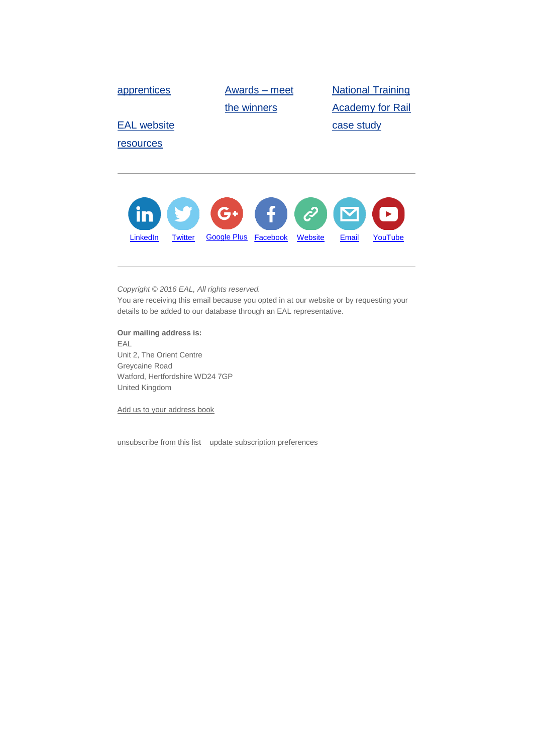apprentices

Awards – meet the winners

National Training Academy for Rail case study

EAL website resources

---

LinkedIn Twitter Google Plus Facebook Website Email YouTube

---

*Copyright © 2016 EAL, All rights reserved.*
You are receiving this email because you opted in at our website or by requesting your details to be added to our database through an EAL representative.

**Our mailing address is:**
EAL
Unit 2, The Orient Centre
Greycaine Road
Watford, Hertfordshire WD24 7GP
United Kingdom

Add us to your address book

unsubscribe from this list    update subscription preferences